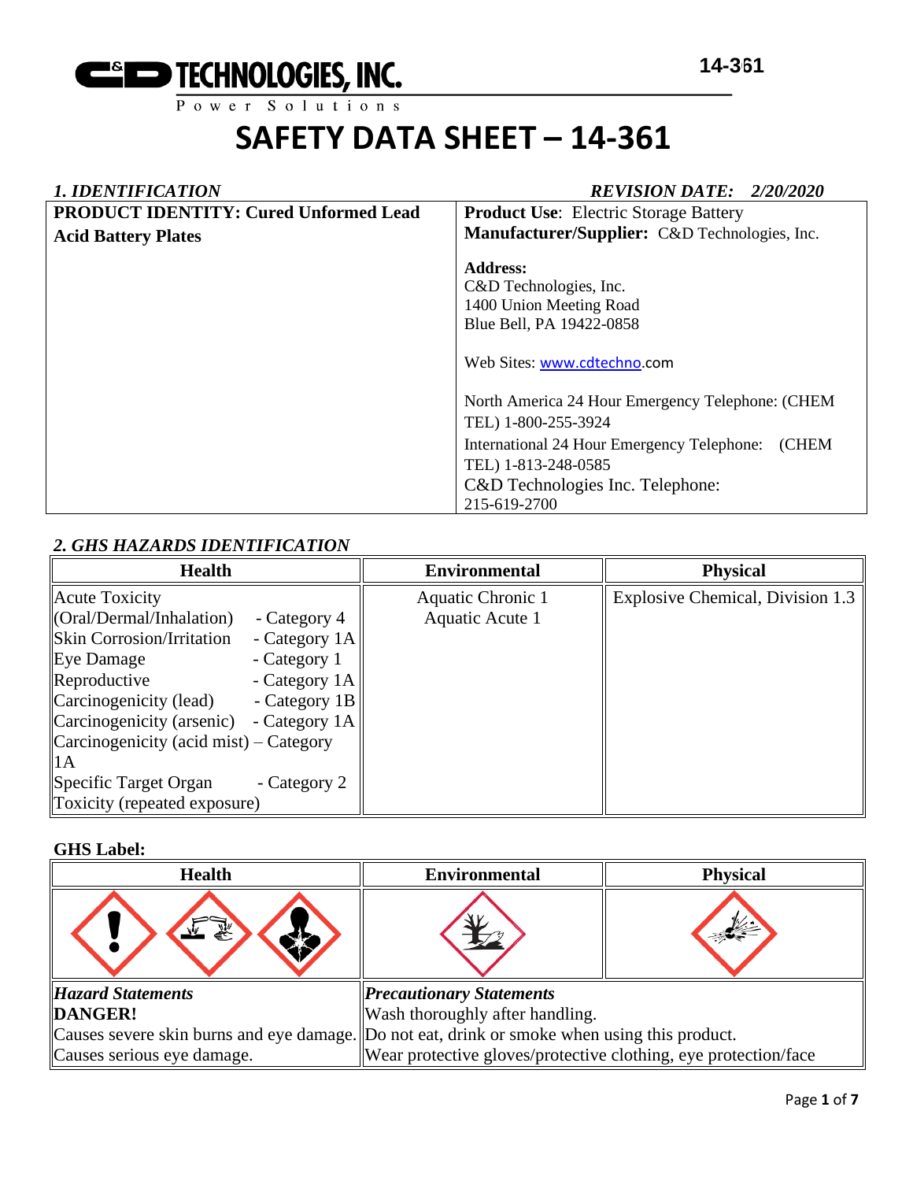# SAFETY DATA SHEET – 14-361

## *1. IDENTIFICATION*

*REVISION DATE: 2/20/2020*

| **PRODUCT IDENTITY: Cured Unformed Lead Acid Battery Plates** | **Product Use**: Electric Storage Battery<br>**Manufacturer/Supplier:** C&D Technologies, Inc.<br><br>**Address:**<br>C&D Technologies, Inc.<br>1400 Union Meeting Road<br>Blue Bell, PA 19422-0858<br><br>Web Sites: www.cdtechno.com<br><br>North America 24 Hour Emergency Telephone: (CHEM TEL) 1-800-255-3924<br>International 24 Hour Emergency Telephone: (CHEM TEL) 1-813-248-0585<br>C&D Technologies Inc. Telephone: 215-619-2700 |
|---|---|

## *2. GHS HAZARDS IDENTIFICATION*

| Health | Environmental | Physical |
|---|---|---|
| Acute Toxicity (Oral/Dermal/Inhalation) - Category 4<br>Skin Corrosion/Irritation - Category 1A<br>Eye Damage - Category 1<br>Reproductive - Category 1A<br>Carcinogenicity (lead) - Category 1B<br>Carcinogenicity (arsenic) - Category 1A<br>Carcinogenicity (acid mist) – Category 1A<br>Specific Target Organ Toxicity (repeated exposure) - Category 2 | Aquatic Chronic 1<br>Aquatic Acute 1 | Explosive Chemical, Division 1.3 |

**GHS Label:**

| Health | Environmental | Physical |
|---|---|---|
| | | |

| *Hazard Statements* | *Precautionary Statements* |
|---|---|
| **DANGER!**<br>Causes severe skin burns and eye damage.<br>Causes serious eye damage. | Wash thoroughly after handling.<br>Do not eat, drink or smoke when using this product.<br>Wear protective gloves/protective clothing, eye protection/face |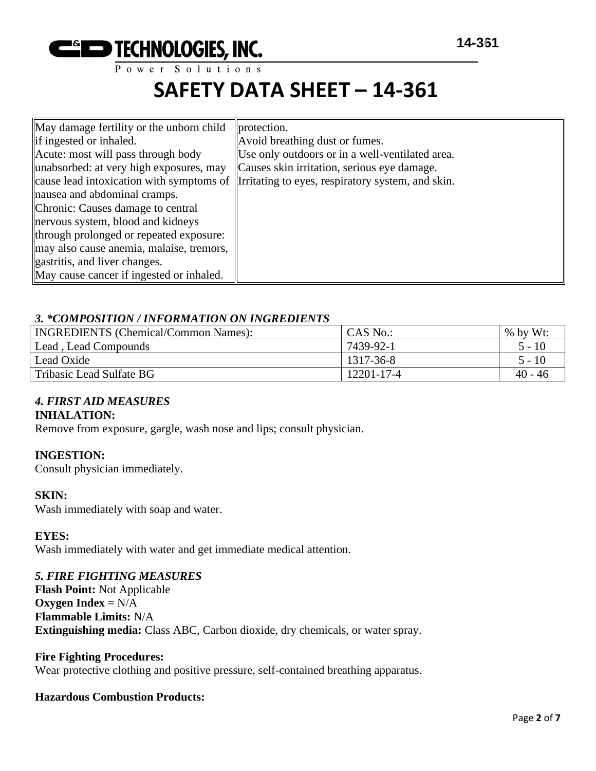| May damage fertility or the unborn child if ingested or inhaled. Acute: most will pass through body unabsorbed: at very high exposures, may cause lead intoxication with symptoms of nausea and abdominal cramps. Chronic: Causes damage to central nervous system, blood and kidneys through prolonged or repeated exposure: may also cause anemia, malaise, tremors, gastritis, and liver changes. May cause cancer if ingested or inhaled. | protection. Avoid breathing dust or fumes. Use only outdoors or in a well-ventilated area. Causes skin irritation, serious eye damage. Irritating to eyes, respiratory system, and skin. |
|---|---|

### *3. \*COMPOSITION / INFORMATION ON INGREDIENTS*

| INGREDIENTS (Chemical/Common Names): | CAS No.: | % by Wt: |
|---|---|---|
| Lead , Lead Compounds | 7439-92-1 | 5 - 10 |
| Lead Oxide | 1317-36-8 | 5 - 10 |
| Tribasic Lead Sulfate BG | 12201-17-4 | 40 - 46 |

### *4. FIRST AID MEASURES*

**INHALATION:**
Remove from exposure, gargle, wash nose and lips; consult physician.

**INGESTION:**
Consult physician immediately.

**SKIN:**
Wash immediately with soap and water.

**EYES:**
Wash immediately with water and get immediate medical attention.

### *5. FIRE FIGHTING MEASURES*

**Flash Point:** Not Applicable
**Oxygen Index** = N/A
**Flammable Limits:** N/A
**Extinguishing media:** Class ABC, Carbon dioxide, dry chemicals, or water spray.

**Fire Fighting Procedures:**
Wear protective clothing and positive pressure, self-contained breathing apparatus.

**Hazardous Combustion Products:**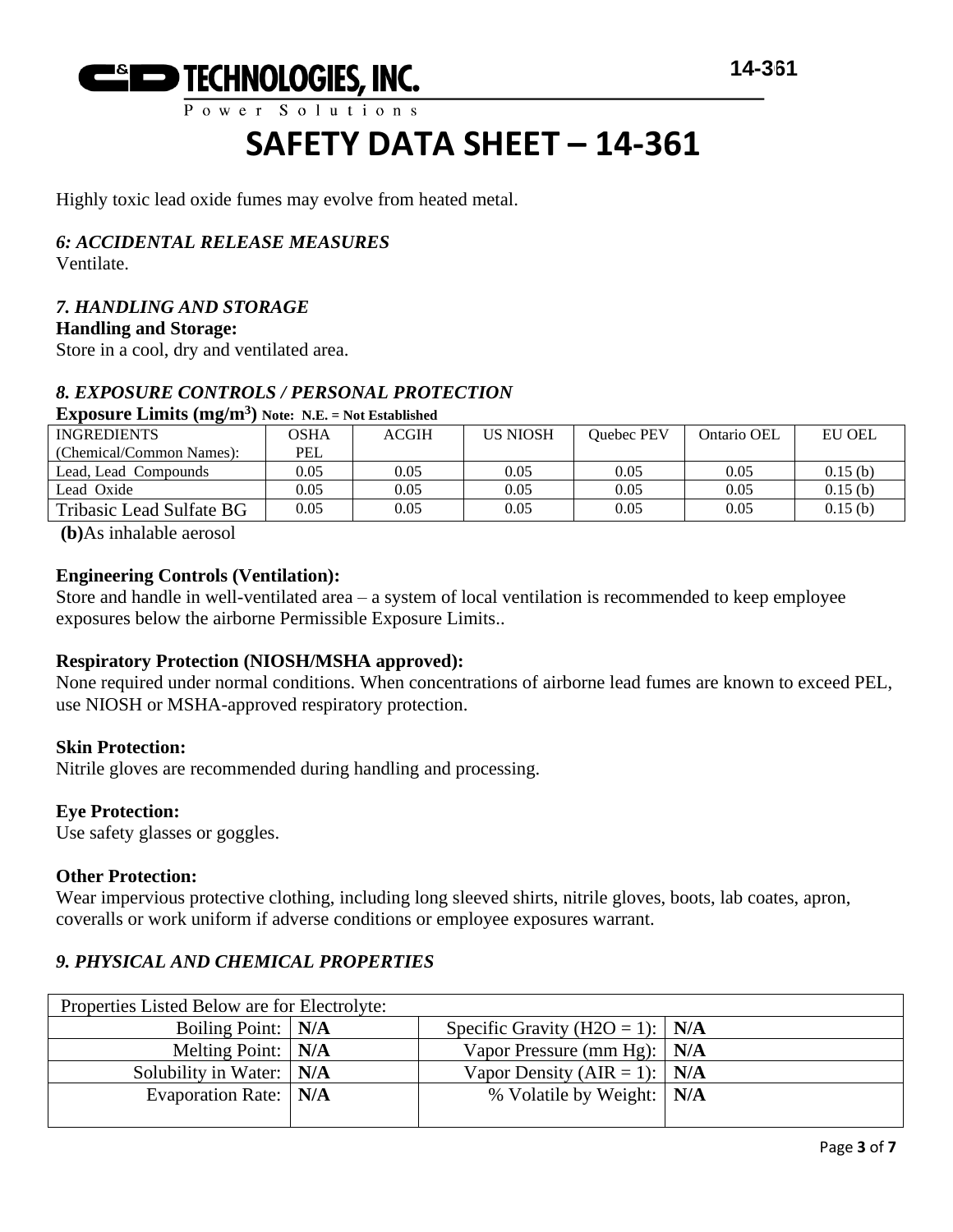# SAFETY DATA SHEET – 14-361

Highly toxic lead oxide fumes may evolve from heated metal.

### *6: ACCIDENTAL RELEASE MEASURES*

Ventilate.

### *7. HANDLING AND STORAGE*

**Handling and Storage:**

Store in a cool, dry and ventilated area.

### *8. EXPOSURE CONTROLS / PERSONAL PROTECTION*

**Exposure Limits ($mg/m^3$)** **Note: N.E. = Not Established**

| INGREDIENTS (Chemical/Common Names): | OSHA PEL | ACGIH | US NIOSH | Quebec PEV | Ontario OEL | EU OEL |
|---|---|---|---|---|---|---|
| Lead, Lead Compounds | 0.05 | 0.05 | 0.05 | 0.05 | 0.05 | 0.15 (b) |
| Lead Oxide | 0.05 | 0.05 | 0.05 | 0.05 | 0.05 | 0.15 (b) |
| Tribasic Lead Sulfate BG | 0.05 | 0.05 | 0.05 | 0.05 | 0.05 | 0.15 (b) |

**(b)**As inhalable aerosol

**Engineering Controls (Ventilation):**

Store and handle in well-ventilated area – a system of local ventilation is recommended to keep employee exposures below the airborne Permissible Exposure Limits..

**Respiratory Protection (NIOSH/MSHA approved):**

None required under normal conditions. When concentrations of airborne lead fumes are known to exceed PEL, use NIOSH or MSHA-approved respiratory protection.

**Skin Protection:**

Nitrile gloves are recommended during handling and processing.

**Eye Protection:**

Use safety glasses or goggles.

**Other Protection:**

Wear impervious protective clothing, including long sleeved shirts, nitrile gloves, boots, lab coates, apron, coveralls or work uniform if adverse conditions or employee exposures warrant.

### *9. PHYSICAL AND CHEMICAL PROPERTIES*

| Properties Listed Below are for Electrolyte: | | | |
|---|---|---|---|
| Boiling Point: | **N/A** | Specific Gravity ($H_2O$ = 1): | **N/A** |
| Melting Point: | **N/A** | Vapor Pressure (mm Hg): | **N/A** |
| Solubility in Water: | **N/A** | Vapor Density (AIR = 1): | **N/A** |
| Evaporation Rate: | **N/A** | % Volatile by Weight: | **N/A** |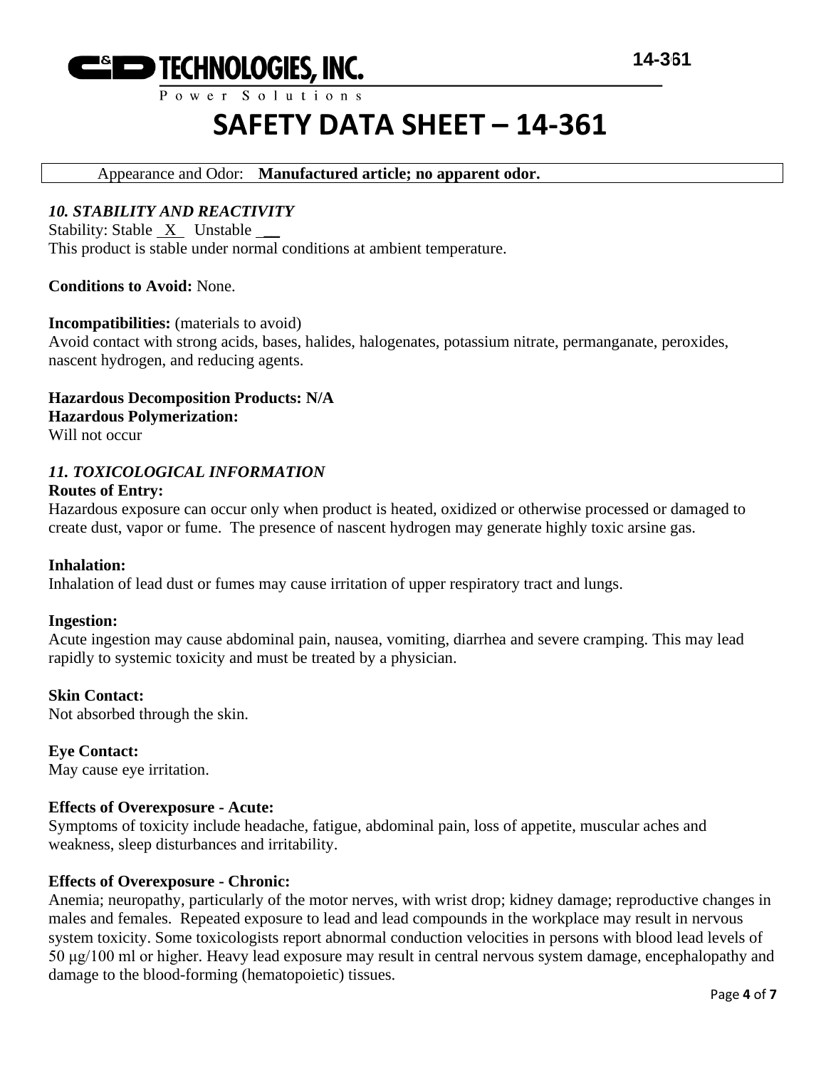| Appearance and Odor: **Manufactured article; no apparent odor.** |
|---|

### *10. STABILITY AND REACTIVITY*

Stability: Stable X Unstable __

This product is stable under normal conditions at ambient temperature.

**Conditions to Avoid:** None.

**Incompatibilities:** (materials to avoid)

Avoid contact with strong acids, bases, halides, halogenates, potassium nitrate, permanganate, peroxides, nascent hydrogen, and reducing agents.

**Hazardous Decomposition Products: N/A**

**Hazardous Polymerization:**

Will not occur

### *11. TOXICOLOGICAL INFORMATION*

**Routes of Entry:**

Hazardous exposure can occur only when product is heated, oxidized or otherwise processed or damaged to create dust, vapor or fume. The presence of nascent hydrogen may generate highly toxic arsine gas.

**Inhalation:**

Inhalation of lead dust or fumes may cause irritation of upper respiratory tract and lungs.

**Ingestion:**

Acute ingestion may cause abdominal pain, nausea, vomiting, diarrhea and severe cramping. This may lead rapidly to systemic toxicity and must be treated by a physician.

**Skin Contact:**

Not absorbed through the skin.

**Eye Contact:**

May cause eye irritation.

**Effects of Overexposure - Acute:**

Symptoms of toxicity include headache, fatigue, abdominal pain, loss of appetite, muscular aches and weakness, sleep disturbances and irritability.

**Effects of Overexposure - Chronic:**

Anemia; neuropathy, particularly of the motor nerves, with wrist drop; kidney damage; reproductive changes in males and females. Repeated exposure to lead and lead compounds in the workplace may result in nervous system toxicity. Some toxicologists report abnormal conduction velocities in persons with blood lead levels of 50 μg/100 ml or higher. Heavy lead exposure may result in central nervous system damage, encephalopathy and damage to the blood-forming (hematopoietic) tissues.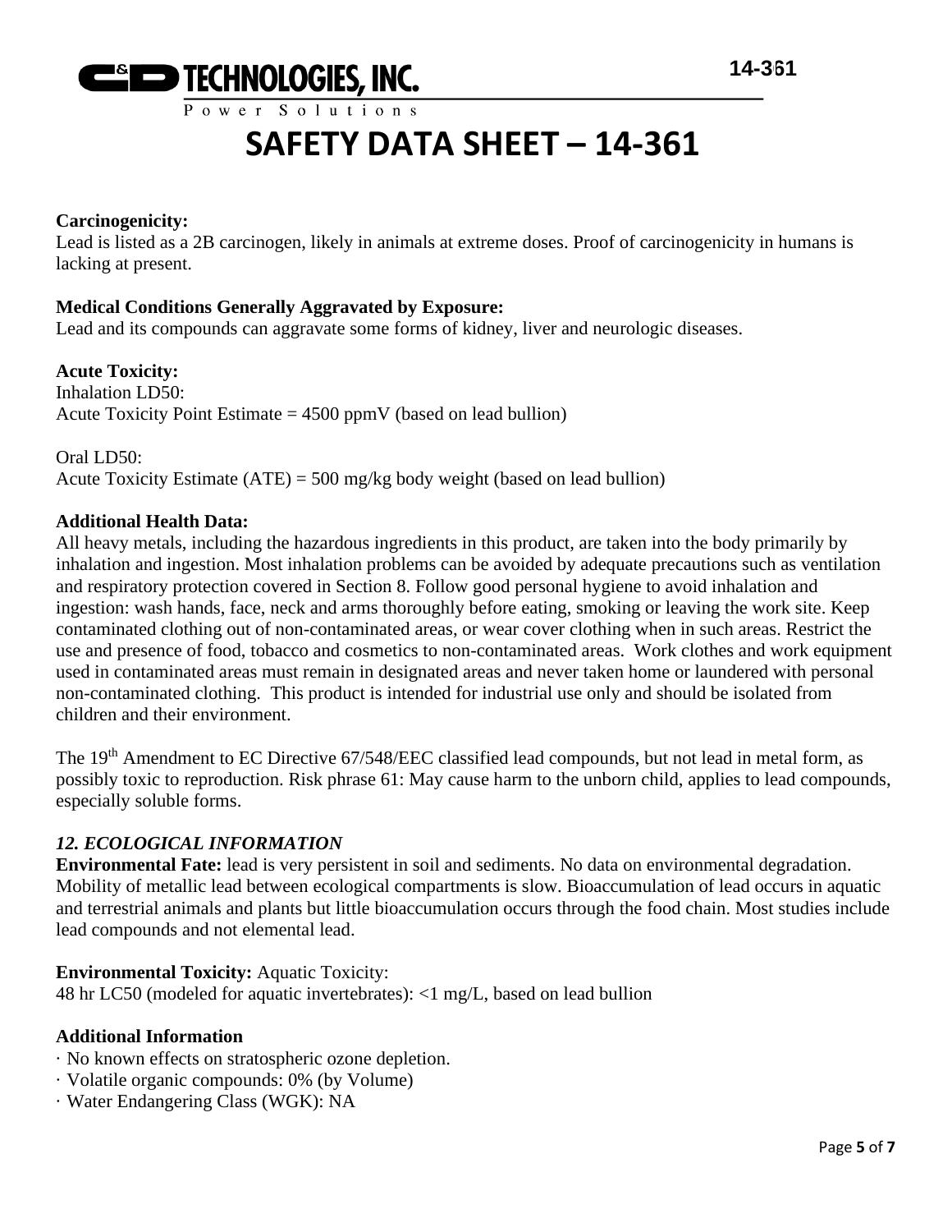**Carcinogenicity:**
Lead is listed as a 2B carcinogen, likely in animals at extreme doses. Proof of carcinogenicity in humans is lacking at present.

**Medical Conditions Generally Aggravated by Exposure:**
Lead and its compounds can aggravate some forms of kidney, liver and neurologic diseases.

**Acute Toxicity:**
Inhalation LD50:
Acute Toxicity Point Estimate = 4500 ppmV (based on lead bullion)

Oral LD50:
Acute Toxicity Estimate (ATE) = 500 mg/kg body weight (based on lead bullion)

**Additional Health Data:**
All heavy metals, including the hazardous ingredients in this product, are taken into the body primarily by inhalation and ingestion. Most inhalation problems can be avoided by adequate precautions such as ventilation and respiratory protection covered in Section 8. Follow good personal hygiene to avoid inhalation and ingestion: wash hands, face, neck and arms thoroughly before eating, smoking or leaving the work site. Keep contaminated clothing out of non-contaminated areas, or wear cover clothing when in such areas. Restrict the use and presence of food, tobacco and cosmetics to non-contaminated areas. Work clothes and work equipment used in contaminated areas must remain in designated areas and never taken home or laundered with personal non-contaminated clothing. This product is intended for industrial use only and should be isolated from children and their environment.

The 19th Amendment to EC Directive 67/548/EEC classified lead compounds, but not lead in metal form, as possibly toxic to reproduction. Risk phrase 61: May cause harm to the unborn child, applies to lead compounds, especially soluble forms.

## *12. ECOLOGICAL INFORMATION*

**Environmental Fate:** lead is very persistent in soil and sediments. No data on environmental degradation. Mobility of metallic lead between ecological compartments is slow. Bioaccumulation of lead occurs in aquatic and terrestrial animals and plants but little bioaccumulation occurs through the food chain. Most studies include lead compounds and not elemental lead.

**Environmental Toxicity:** Aquatic Toxicity:
48 hr LC50 (modeled for aquatic invertebrates): <1 mg/L, based on lead bullion

**Additional Information**

- · No known effects on stratospheric ozone depletion.
- · Volatile organic compounds: 0% (by Volume)
- · Water Endangering Class (WGK): NA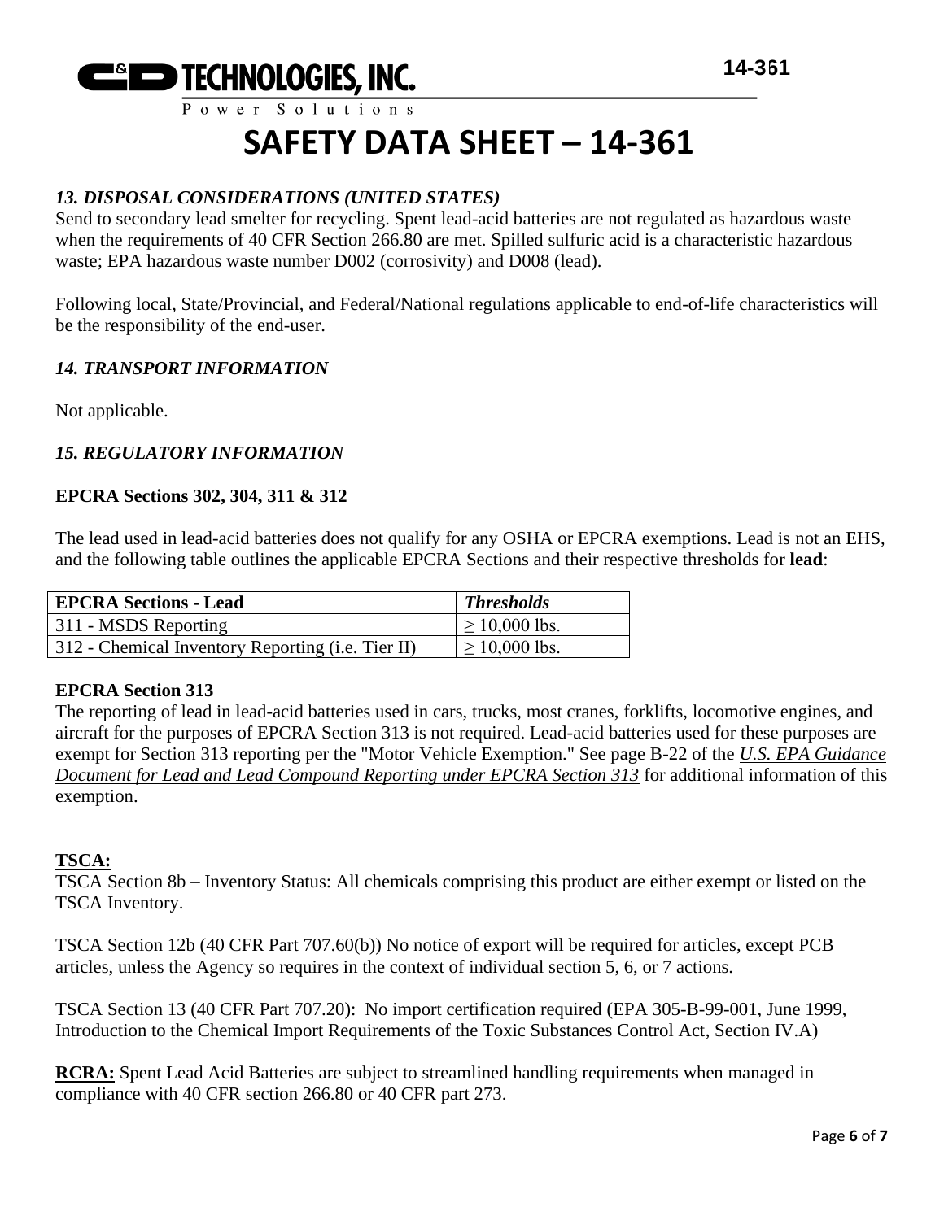# SAFETY DATA SHEET – 14-361

### *13. DISPOSAL CONSIDERATIONS (UNITED STATES)*

Send to secondary lead smelter for recycling. Spent lead-acid batteries are not regulated as hazardous waste when the requirements of 40 CFR Section 266.80 are met. Spilled sulfuric acid is a characteristic hazardous waste; EPA hazardous waste number D002 (corrosivity) and D008 (lead).

Following local, State/Provincial, and Federal/National regulations applicable to end-of-life characteristics will be the responsibility of the end-user.

### *14. TRANSPORT INFORMATION*

Not applicable.

### *15. REGULATORY INFORMATION*

**EPCRA Sections 302, 304, 311 & 312**

The lead used in lead-acid batteries does not qualify for any OSHA or EPCRA exemptions. Lead is not an EHS, and the following table outlines the applicable EPCRA Sections and their respective thresholds for **lead**:

| **EPCRA Sections - Lead** | ***Thresholds*** |
|---|---|
| 311 - MSDS Reporting | ≥ 10,000 lbs. |
| 312 - Chemical Inventory Reporting (i.e. Tier II) | ≥ 10,000 lbs. |

**EPCRA Section 313**

The reporting of lead in lead-acid batteries used in cars, trucks, most cranes, forklifts, locomotive engines, and aircraft for the purposes of EPCRA Section 313 is not required. Lead-acid batteries used for these purposes are exempt for Section 313 reporting per the "Motor Vehicle Exemption." See page B-22 of the *U.S. EPA Guidance Document for Lead and Lead Compound Reporting under EPCRA Section 313* for additional information of this exemption.

**TSCA:**

TSCA Section 8b – Inventory Status: All chemicals comprising this product are either exempt or listed on the TSCA Inventory.

TSCA Section 12b (40 CFR Part 707.60(b)) No notice of export will be required for articles, except PCB articles, unless the Agency so requires in the context of individual section 5, 6, or 7 actions.

TSCA Section 13 (40 CFR Part 707.20): No import certification required (EPA 305-B-99-001, June 1999, Introduction to the Chemical Import Requirements of the Toxic Substances Control Act, Section IV.A)

**RCRA:** Spent Lead Acid Batteries are subject to streamlined handling requirements when managed in compliance with 40 CFR section 266.80 or 40 CFR part 273.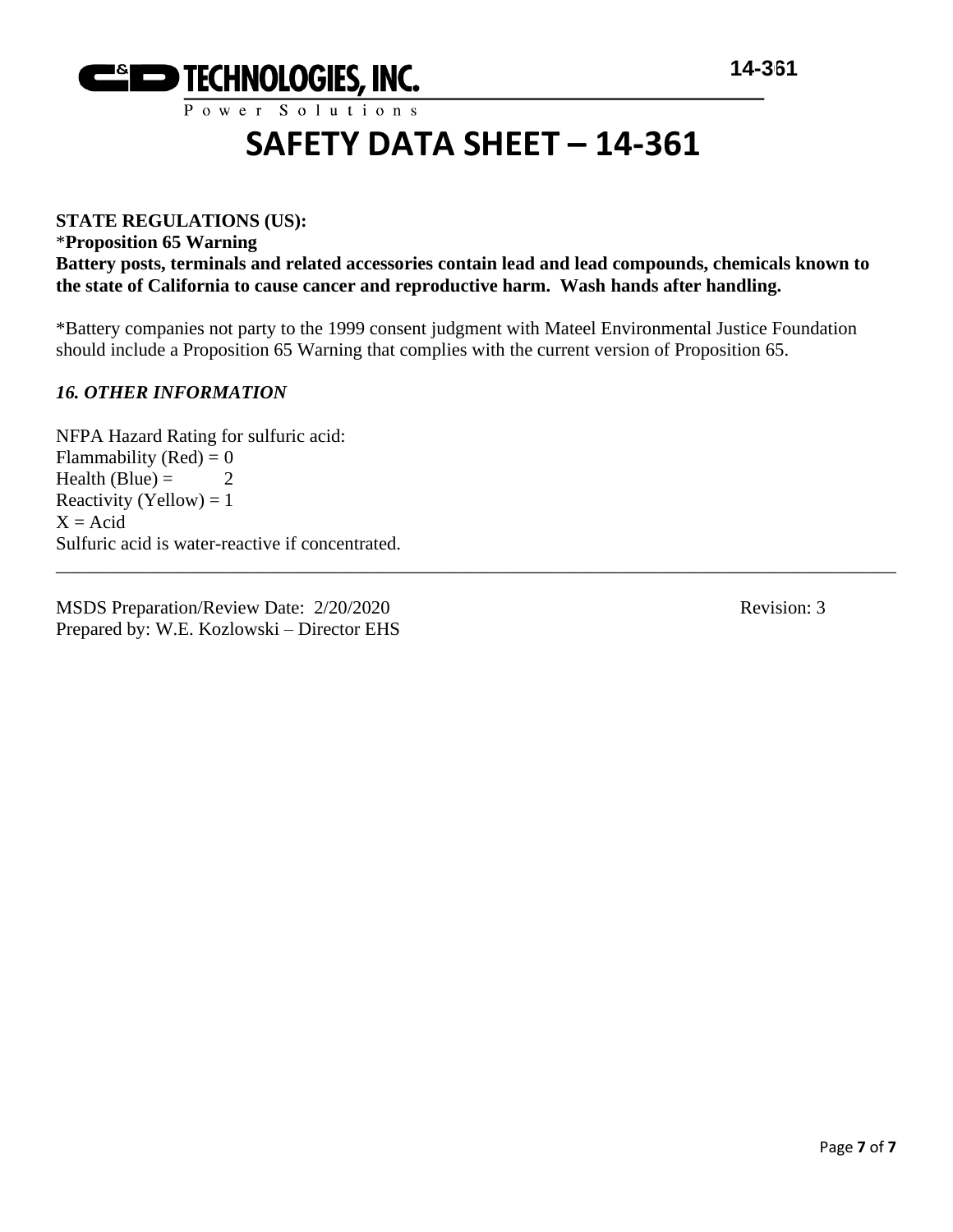**STATE REGULATIONS (US):**
***Proposition 65 Warning**
**Battery posts, terminals and related accessories contain lead and lead compounds, chemicals known to the state of California to cause cancer and reproductive harm. Wash hands after handling.**

*Battery companies not party to the 1999 consent judgment with Mateel Environmental Justice Foundation should include a Proposition 65 Warning that complies with the current version of Proposition 65.

### *16. OTHER INFORMATION*

NFPA Hazard Rating for sulfuric acid:
Flammability (Red) = 0
Health (Blue) = 2
Reactivity (Yellow) = 1
X = Acid
Sulfuric acid is water-reactive if concentrated.

---

MSDS Preparation/Review Date: 2/20/2020 Revision: 3
Prepared by: W.E. Kozlowski – Director EHS